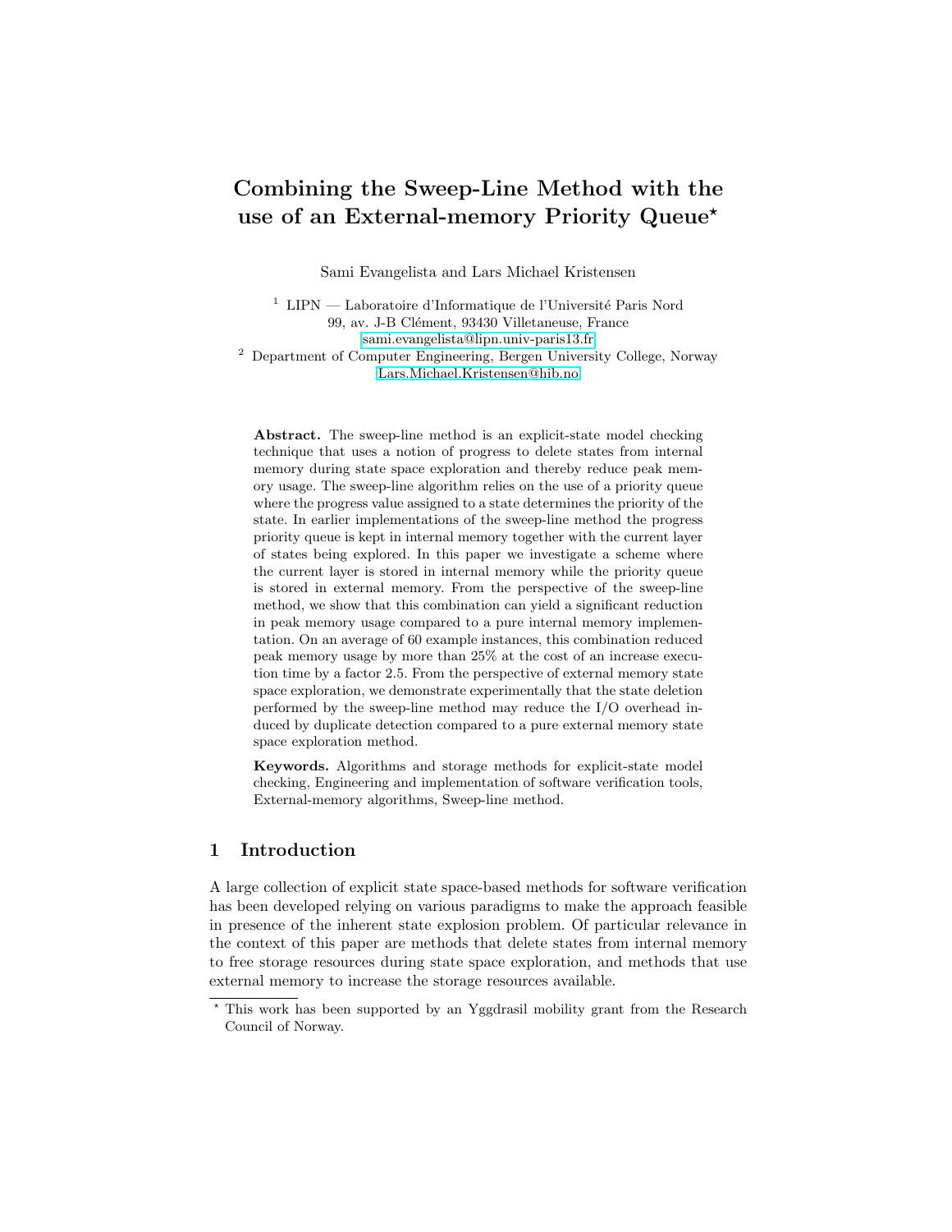# Combining the Sweep-Line Method with the use of an External-memory Priority Queue*

Sami Evangelista and Lars Michael Kristensen

[1] LIPN — Laboratoire d'Informatique de l'Université Paris Nord
99, av. J-B Clément, 93430 Villetaneuse, France
sami.evangelista@lipn.univ-paris13.fr

[2] Department of Computer Engineering, Bergen University College, Norway
Lars.Michael.Kristensen@hib.no

**Abstract.** The sweep-line method is an explicit-state model checking technique that uses a notion of progress to delete states from internal memory during state space exploration and thereby reduce peak memory usage. The sweep-line algorithm relies on the use of a priority queue where the progress value assigned to a state determines the priority of the state. In earlier implementations of the sweep-line method the progress priority queue is kept in internal memory together with the current layer of states being explored. In this paper we investigate a scheme where the current layer is stored in internal memory while the priority queue is stored in external memory. From the perspective of the sweep-line method, we show that this combination can yield a significant reduction in peak memory usage compared to a pure internal memory implementation. On an average of 60 example instances, this combination reduced peak memory usage by more than 25% at the cost of an increase execution time by a factor 2.5. From the perspective of external memory state space exploration, we demonstrate experimentally that the state deletion performed by the sweep-line method may reduce the I/O overhead induced by duplicate detection compared to a pure external memory state space exploration method.

**Keywords.** Algorithms and storage methods for explicit-state model checking, Engineering and implementation of software verification tools, External-memory algorithms, Sweep-line method.

## 1 Introduction

A large collection of explicit state space-based methods for software verification has been developed relying on various paradigms to make the approach feasible in presence of the inherent state explosion problem. Of particular relevance in the context of this paper are methods that delete states from internal memory to free storage resources during state space exploration, and methods that use external memory to increase the storage resources available.

* This work has been supported by an Yggdrasil mobility grant from the Research Council of Norway.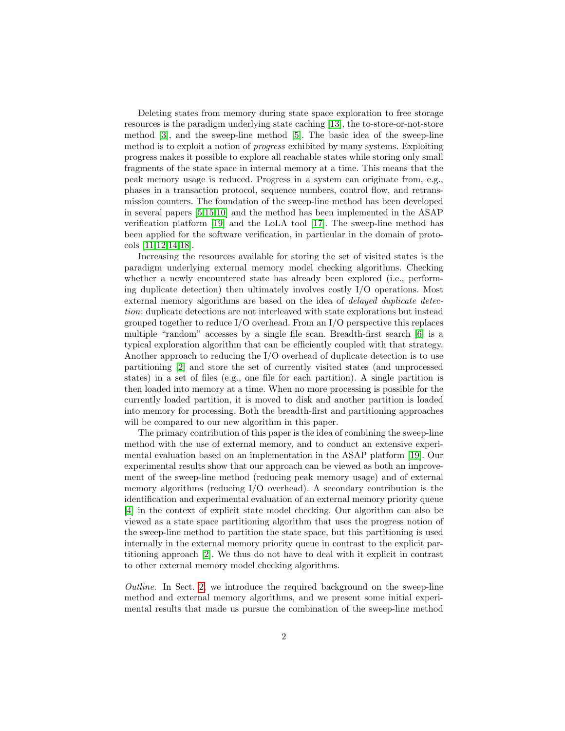Deleting states from memory during state space exploration to free storage resources is the paradigm underlying state caching [13], the to-store-or-not-store method [3], and the sweep-line method [5]. The basic idea of the sweep-line method is to exploit a notion of *progress* exhibited by many systems. Exploiting progress makes it possible to explore all reachable states while storing only small fragments of the state space in internal memory at a time. This means that the peak memory usage is reduced. Progress in a system can originate from, e.g., phases in a transaction protocol, sequence numbers, control flow, and retransmission counters. The foundation of the sweep-line method has been developed in several papers [5,15,10] and the method has been implemented in the ASAP verification platform [19] and the LoLA tool [17]. The sweep-line method has been applied for the software verification, in particular in the domain of protocols [11,12,14,18].

Increasing the resources available for storing the set of visited states is the paradigm underlying external memory model checking algorithms. Checking whether a newly encountered state has already been explored (i.e., performing duplicate detection) then ultimately involves costly I/O operations. Most external memory algorithms are based on the idea of *delayed duplicate detection*: duplicate detections are not interleaved with state explorations but instead grouped together to reduce I/O overhead. From an I/O perspective this replaces multiple "random" accesses by a single file scan. Breadth-first search [6] is a typical exploration algorithm that can be efficiently coupled with that strategy. Another approach to reducing the I/O overhead of duplicate detection is to use partitioning [2] and store the set of currently visited states (and unprocessed states) in a set of files (e.g., one file for each partition). A single partition is then loaded into memory at a time. When no more processing is possible for the currently loaded partition, it is moved to disk and another partition is loaded into memory for processing. Both the breadth-first and partitioning approaches will be compared to our new algorithm in this paper.

The primary contribution of this paper is the idea of combining the sweep-line method with the use of external memory, and to conduct an extensive experimental evaluation based on an implementation in the ASAP platform [19]. Our experimental results show that our approach can be viewed as both an improvement of the sweep-line method (reducing peak memory usage) and of external memory algorithms (reducing I/O overhead). A secondary contribution is the identification and experimental evaluation of an external memory priority queue [4] in the context of explicit state model checking. Our algorithm can also be viewed as a state space partitioning algorithm that uses the progress notion of the sweep-line method to partition the state space, but this partitioning is used internally in the external memory priority queue in contrast to the explicit partitioning approach [2]. We thus do not have to deal with it explicit in contrast to other external memory model checking algorithms.

*Outline.* In Sect. 2, we introduce the required background on the sweep-line method and external memory algorithms, and we present some initial experimental results that made us pursue the combination of the sweep-line method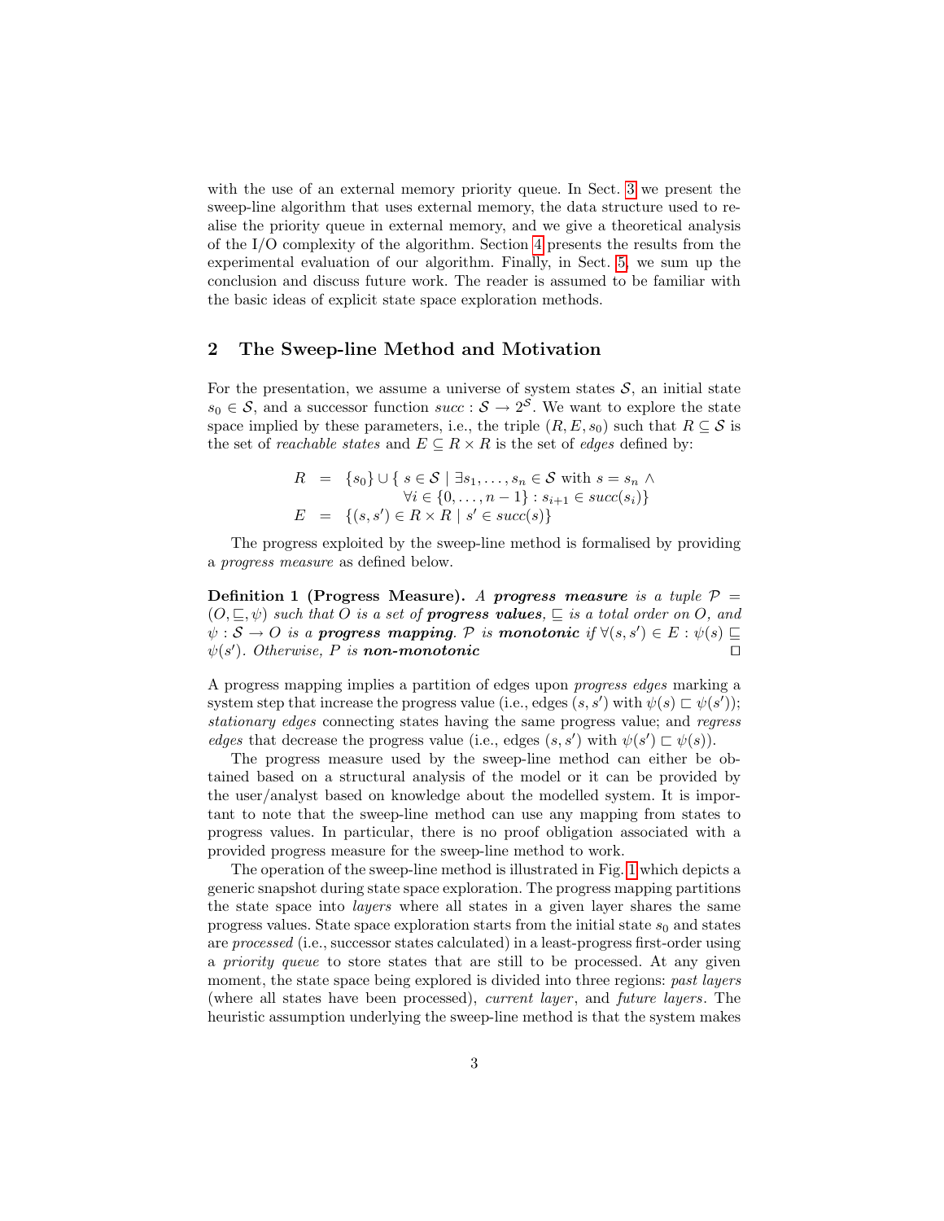with the use of an external memory priority queue. In Sect. 3 we present the sweep-line algorithm that uses external memory, the data structure used to realise the priority queue in external memory, and we give a theoretical analysis of the I/O complexity of the algorithm. Section 4 presents the results from the experimental evaluation of our algorithm. Finally, in Sect. 5, we sum up the conclusion and discuss future work. The reader is assumed to be familiar with the basic ideas of explicit state space exploration methods.

## 2 The Sweep-line Method and Motivation

For the presentation, we assume a universe of system states $\mathcal{S}$, an initial state $s_0 \in \mathcal{S}$, and a successor function $succ : \mathcal{S} \rightarrow 2^{\mathcal{S}}$. We want to explore the state space implied by these parameters, i.e., the triple $(R, E, s_0)$ such that $R \subseteq \mathcal{S}$ is the set of *reachable states* and $E \subseteq R \times R$ is the set of *edges* defined by:

$$
\begin{aligned}
R &= \{s_0\} \cup \{\, s \in \mathcal{S} \mid \exists s_1, \ldots, s_n \in \mathcal{S} \text{ with } s = s_n \wedge \\
&\qquad\qquad \forall i \in \{0, \ldots, n-1\} : s_{i+1} \in succ(s_i)\} \\
E &= \{(s, s') \in R \times R \mid s' \in succ(s)\}
\end{aligned}
$$

The progress exploited by the sweep-line method is formalised by providing a *progress measure* as defined below.

**Definition 1 (Progress Measure).** *A* ***progress measure*** *is a tuple* $\mathcal{P} = (O, \sqsubseteq, \psi)$ *such that* $O$ *is a set of* ***progress values****,* $\sqsubseteq$ *is a total order on* $O$*, and* $\psi : \mathcal{S} \rightarrow O$ *is a* ***progress mapping****.* $\mathcal{P}$ *is* ***monotonic*** *if* $\forall (s, s') \in E : \psi(s) \sqsubseteq \psi(s')$*. Otherwise,* $P$ *is* ***non-monotonic*** □

A progress mapping implies a partition of edges upon *progress edges* marking a system step that increase the progress value (i.e., edges $(s, s')$ with $\psi(s) \sqsubset \psi(s')$); *stationary edges* connecting states having the same progress value; and *regress edges* that decrease the progress value (i.e., edges $(s, s')$ with $\psi(s') \sqsubset \psi(s)$).

The progress measure used by the sweep-line method can either be obtained based on a structural analysis of the model or it can be provided by the user/analyst based on knowledge about the modelled system. It is important to note that the sweep-line method can use any mapping from states to progress values. In particular, there is no proof obligation associated with a provided progress measure for the sweep-line method to work.

The operation of the sweep-line method is illustrated in Fig. 1 which depicts a generic snapshot during state space exploration. The progress mapping partitions the state space into *layers* where all states in a given layer shares the same progress values. State space exploration starts from the initial state $s_0$ and states are *processed* (i.e., successor states calculated) in a least-progress first-order using a *priority queue* to store states that are still to be processed. At any given moment, the state space being explored is divided into three regions: *past layers* (where all states have been processed), *current layer*, and *future layers*. The heuristic assumption underlying the sweep-line method is that the system makes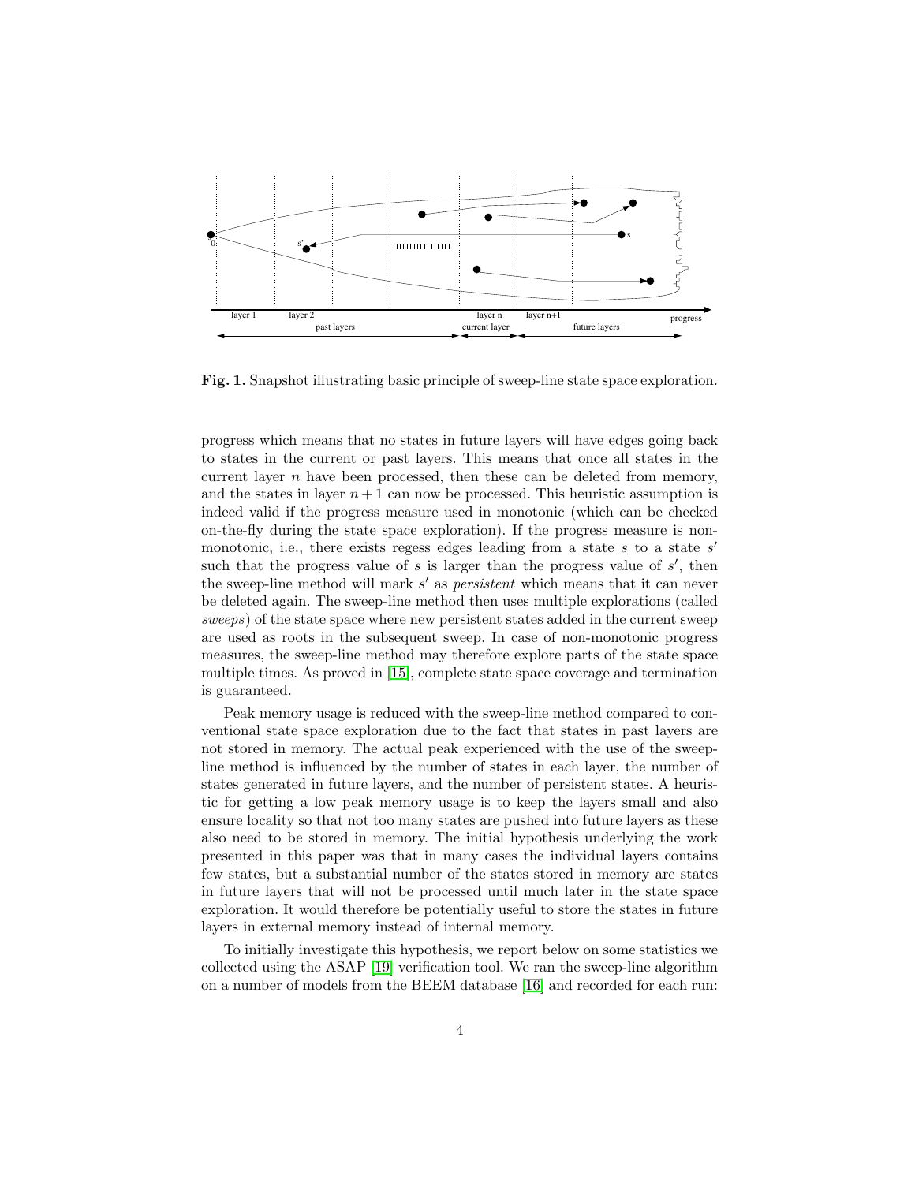0

s'

s

layer 1

layer 2

layer n

layer n+1

progress

past layers

current layer

future layers

**Fig. 1.** Snapshot illustrating basic principle of sweep-line state space exploration.

progress which means that no states in future layers will have edges going back to states in the current or past layers. This means that once all states in the current layer $n$ have been processed, then these can be deleted from memory, and the states in layer $n + 1$ can now be processed. This heuristic assumption is indeed valid if the progress measure used in monotonic (which can be checked on-the-fly during the state space exploration). If the progress measure is non-monotonic, i.e., there exists regess edges leading from a state $s$ to a state $s'$ such that the progress value of $s$ is larger than the progress value of $s'$, then the sweep-line method will mark $s'$ as *persistent* which means that it can never be deleted again. The sweep-line method then uses multiple explorations (called *sweeps*) of the state space where new persistent states added in the current sweep are used as roots in the subsequent sweep. In case of non-monotonic progress measures, the sweep-line method may therefore explore parts of the state space multiple times. As proved in [15], complete state space coverage and termination is guaranteed.

Peak memory usage is reduced with the sweep-line method compared to conventional state space exploration due to the fact that states in past layers are not stored in memory. The actual peak experienced with the use of the sweep-line method is influenced by the number of states in each layer, the number of states generated in future layers, and the number of persistent states. A heuristic for getting a low peak memory usage is to keep the layers small and also ensure locality so that not too many states are pushed into future layers as these also need to be stored in memory. The initial hypothesis underlying the work presented in this paper was that in many cases the individual layers contains few states, but a substantial number of the states stored in memory are states in future layers that will not be processed until much later in the state space exploration. It would therefore be potentially useful to store the states in future layers in external memory instead of internal memory.

To initially investigate this hypothesis, we report below on some statistics we collected using the ASAP [19] verification tool. We ran the sweep-line algorithm on a number of models from the BEEM database [16] and recorded for each run: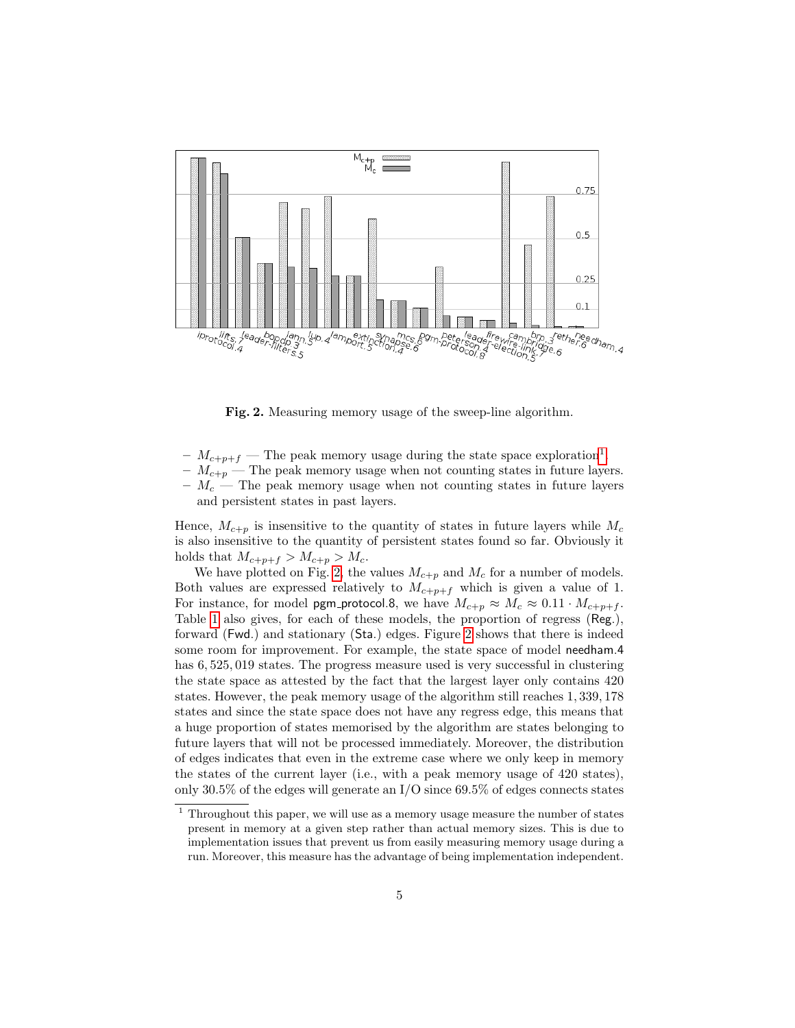**Fig. 2.** Measuring memory usage of the sweep-line algorithm.

- $M_{c+p+f}$ — The peak memory usage during the state space exploration[1].
- $M_{c+p}$ — The peak memory usage when not counting states in future layers.
- $M_c$ — The peak memory usage when not counting states in future layers and persistent states in past layers.

Hence, $M_{c+p}$ is insensitive to the quantity of states in future layers while $M_c$ is also insensitive to the quantity of persistent states found so far. Obviously it holds that $M_{c+p+f} > M_{c+p} > M_c$.

We have plotted on Fig. 2, the values $M_{c+p}$ and $M_c$ for a number of models. Both values are expressed relatively to $M_{c+p+f}$ which is given a value of 1. For instance, for model pgm_protocol.8, we have $M_{c+p} \approx M_c \approx 0.11 \cdot M_{c+p+f}$. Table 1 also gives, for each of these models, the proportion of regress (Reg.), forward (Fwd.) and stationary (Sta.) edges. Figure 2 shows that there is indeed some room for improvement. For example, the state space of model needham.4 has 6,525,019 states. The progress measure used is very successful in clustering the state space as attested by the fact that the largest layer only contains 420 states. However, the peak memory usage of the algorithm still reaches 1,339,178 states and since the state space does not have any regress edge, this means that a huge proportion of states memorised by the algorithm are states belonging to future layers that will not be processed immediately. Moreover, the distribution of edges indicates that even in the extreme case where we only keep in memory the states of the current layer (i.e., with a peak memory usage of 420 states), only 30.5% of the edges will generate an I/O since 69.5% of edges connects states

[1] Throughout this paper, we will use as a memory usage measure the number of states present in memory at a given step rather than actual memory sizes. This is due to implementation issues that prevent us from easily measuring memory usage during a run. Moreover, this measure has the advantage of being implementation independent.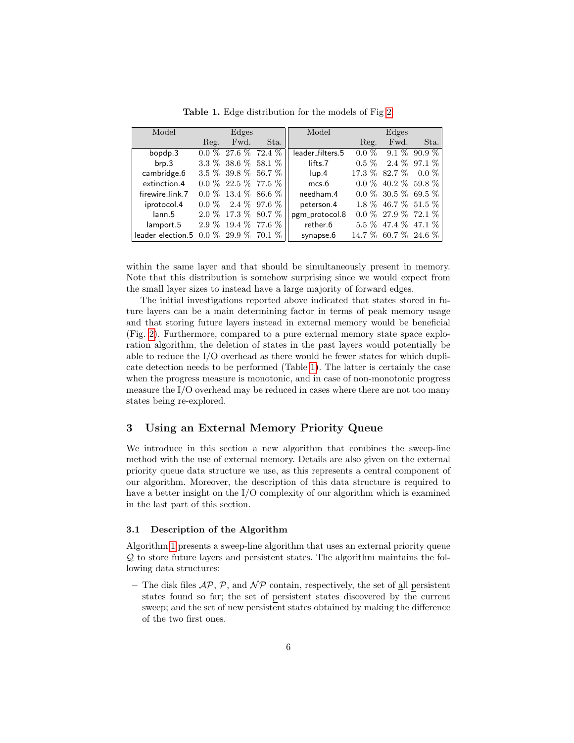**Table 1.** Edge distribution for the models of Fig 2

| Model | Edges | | | Model | Edges | | |
|---|---|---|---|---|---|---|---|
| | Reg. | Fwd. | Sta. | | Reg. | Fwd. | Sta. |
| bopdp.3 | 0.0 % | 27.6 % | 72.4 % | leader_filters.5 | 0.0 % | 9.1 % | 90.9 % |
| brp.3 | 3.3 % | 38.6 % | 58.1 % | lifts.7 | 0.5 % | 2.4 % | 97.1 % |
| cambridge.6 | 3.5 % | 39.8 % | 56.7 % | lup.4 | 17.3 % | 82.7 % | 0.0 % |
| extinction.4 | 0.0 % | 22.5 % | 77.5 % | mcs.6 | 0.0 % | 40.2 % | 59.8 % |
| firewire_link.7 | 0.0 % | 13.4 % | 86.6 % | needham.4 | 0.0 % | 30.5 % | 69.5 % |
| iprotocol.4 | 0.0 % | 2.4 % | 97.6 % | peterson.4 | 1.8 % | 46.7 % | 51.5 % |
| lann.5 | 2.0 % | 17.3 % | 80.7 % | pgm_protocol.8 | 0.0 % | 27.9 % | 72.1 % |
| lamport.5 | 2.9 % | 19.4 % | 77.6 % | rether.6 | 5.5 % | 47.4 % | 47.1 % |
| leader_election.5 | 0.0 % | 29.9 % | 70.1 % | synapse.6 | 14.7 % | 60.7 % | 24.6 % |

within the same layer and that should be simultaneously present in memory. Note that this distribution is somehow surprising since we would expect from the small layer sizes to instead have a large majority of forward edges.

The initial investigations reported above indicated that states stored in future layers can be a main determining factor in terms of peak memory usage and that storing future layers instead in external memory would be beneficial (Fig. 2). Furthermore, compared to a pure external memory state space exploration algorithm, the deletion of states in the past layers would potentially be able to reduce the I/O overhead as there would be fewer states for which duplicate detection needs to be performed (Table 1). The latter is certainly the case when the progress measure is monotonic, and in case of non-monotonic progress measure the I/O overhead may be reduced in cases where there are not too many states being re-explored.

## 3 Using an External Memory Priority Queue

We introduce in this section a new algorithm that combines the sweep-line method with the use of external memory. Details are also given on the external priority queue data structure we use, as this represents a central component of our algorithm. Moreover, the description of this data structure is required to have a better insight on the I/O complexity of our algorithm which is examined in the last part of this section.

### 3.1 Description of the Algorithm

Algorithm 1 presents a sweep-line algorithm that uses an external priority queue $\mathcal{Q}$ to store future layers and persistent states. The algorithm maintains the following data structures:

- The disk files $\mathcal{AP}$, $\mathcal{P}$, and $\mathcal{NP}$ contain, respectively, the set of all persistent states found so far; the set of persistent states discovered by the current sweep; and the set of new persistent states obtained by making the difference of the two first ones.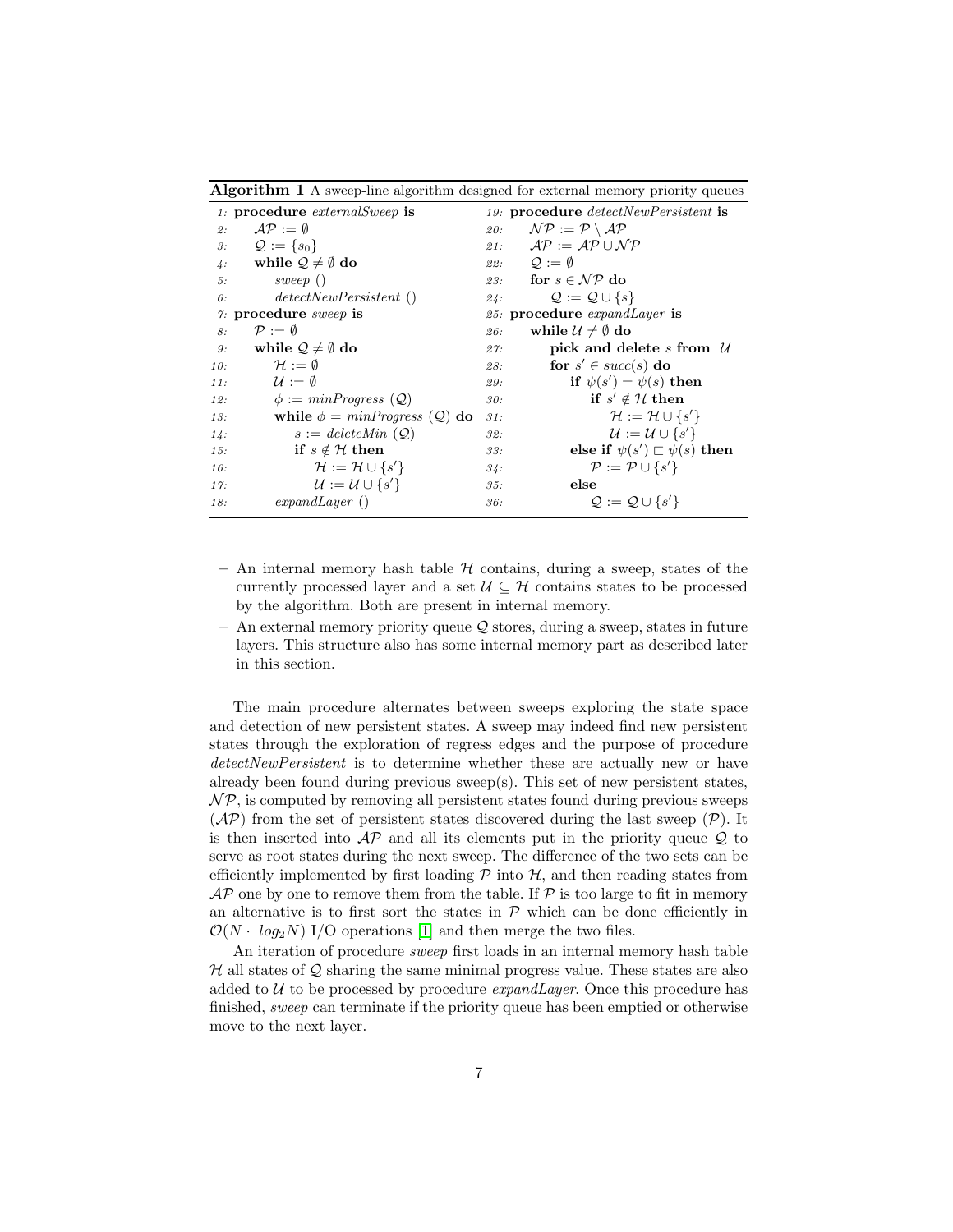**Algorithm 1** A sweep-line algorithm designed for external memory priority queues

```
1:  procedure externalSweep is
2:      AP := ∅
3:      Q := {s_0}
4:      while Q ≠ ∅ do
5:          sweep ()
6:          detectNewPersistent ()
7:  procedure sweep is
8:      P := ∅
9:      while Q ≠ ∅ do
10:         H := ∅
11:         U := ∅
12:         φ := minProgress (Q)
13:         while φ = minProgress (Q) do
14:             s := deleteMin (Q)
15:             if s ∉ H then
16:                 H := H ∪ {s'}
17:                 U := U ∪ {s'}
18:         expandLayer ()
19: procedure detectNewPersistent is
20:     NP := P \ AP
21:     AP := AP ∪ NP
22:     Q := ∅
23:     for s ∈ NP do
24:         Q := Q ∪ {s}
25: procedure expandLayer is
26:     while U ≠ ∅ do
27:         pick and delete s from U
28:         for s' ∈ succ(s) do
29:             if ψ(s') = ψ(s) then
30:                 if s' ∉ H then
31:                     H := H ∪ {s'}
32:                     U := U ∪ {s'}
33:             else if ψ(s') ⊏ ψ(s) then
34:                 P := P ∪ {s'}
35:             else
36:                 Q := Q ∪ {s'}
```

- An internal memory hash table $\mathcal{H}$ contains, during a sweep, states of the currently processed layer and a set $\mathcal{U} \subseteq \mathcal{H}$ contains states to be processed by the algorithm. Both are present in internal memory.
- An external memory priority queue $\mathcal{Q}$ stores, during a sweep, states in future layers. This structure also has some internal memory part as described later in this section.

The main procedure alternates between sweeps exploring the state space and detection of new persistent states. A sweep may indeed find new persistent states through the exploration of regress edges and the purpose of procedure *detectNewPersistent* is to determine whether these are actually new or have already been found during previous sweep(s). This set of new persistent states, $\mathcal{NP}$, is computed by removing all persistent states found during previous sweeps ($\mathcal{AP}$) from the set of persistent states discovered during the last sweep ($\mathcal{P}$). It is then inserted into $\mathcal{AP}$ and all its elements put in the priority queue $\mathcal{Q}$ to serve as root states during the next sweep. The difference of the two sets can be efficiently implemented by first loading $\mathcal{P}$ into $\mathcal{H}$, and then reading states from $\mathcal{AP}$ one by one to remove them from the table. If $\mathcal{P}$ is too large to fit in memory an alternative is to first sort the states in $\mathcal{P}$ which can be done efficiently in $\mathcal{O}(N \cdot log_2 N)$ I/O operations [1] and then merge the two files.

An iteration of procedure *sweep* first loads in an internal memory hash table $\mathcal{H}$ all states of $\mathcal{Q}$ sharing the same minimal progress value. These states are also added to $\mathcal{U}$ to be processed by procedure *expandLayer*. Once this procedure has finished, *sweep* can terminate if the priority queue has been emptied or otherwise move to the next layer.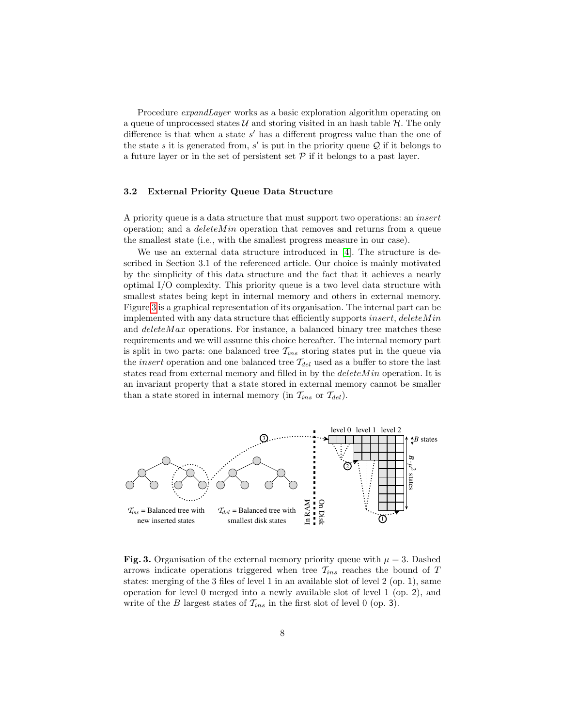Procedure *expandLayer* works as a basic exploration algorithm operating on a queue of unprocessed states $\mathcal{U}$ and storing visited in an hash table $\mathcal{H}$. The only difference is that when a state $s'$ has a different progress value than the one of the state $s$ it is generated from, $s'$ is put in the priority queue $\mathcal{Q}$ if it belongs to a future layer or in the set of persistent set $\mathcal{P}$ if it belongs to a past layer.

### 3.2 External Priority Queue Data Structure

A priority queue is a data structure that must support two operations: an *insert* operation; and a *deleteMin* operation that removes and returns from a queue the smallest state (i.e., with the smallest progress measure in our case).

We use an external data structure introduced in [4]. The structure is described in Section 3.1 of the referenced article. Our choice is mainly motivated by the simplicity of this data structure and the fact that it achieves a nearly optimal I/O complexity. This priority queue is a two level data structure with smallest states being kept in internal memory and others in external memory. Figure 3 is a graphical representation of its organisation. The internal part can be implemented with any data structure that efficiently supports *insert*, *deleteMin* and *deleteMax* operations. For instance, a balanced binary tree matches these requirements and we will assume this choice hereafter. The internal memory part is split in two parts: one balanced tree $\mathcal{T}_{ins}$ storing states put in the queue via the *insert* operation and one balanced tree $\mathcal{T}_{del}$ used as a buffer to store the last states read from external memory and filled in by the *deleteMin* operation. It is an invariant property that a state stored in external memory cannot be smaller than a state stored in internal memory (in $\mathcal{T}_{ins}$ or $\mathcal{T}_{del}$).

**Fig. 3.** Organisation of the external memory priority queue with $\mu = 3$. Dashed arrows indicate operations triggered when tree $\mathcal{T}_{ins}$ reaches the bound of $T$ states: merging of the 3 files of level 1 in an available slot of level 2 (op. 1), same operation for level 0 merged into a newly available slot of level 1 (op. 2), and write of the $B$ largest states of $\mathcal{T}_{ins}$ in the first slot of level 0 (op. 3).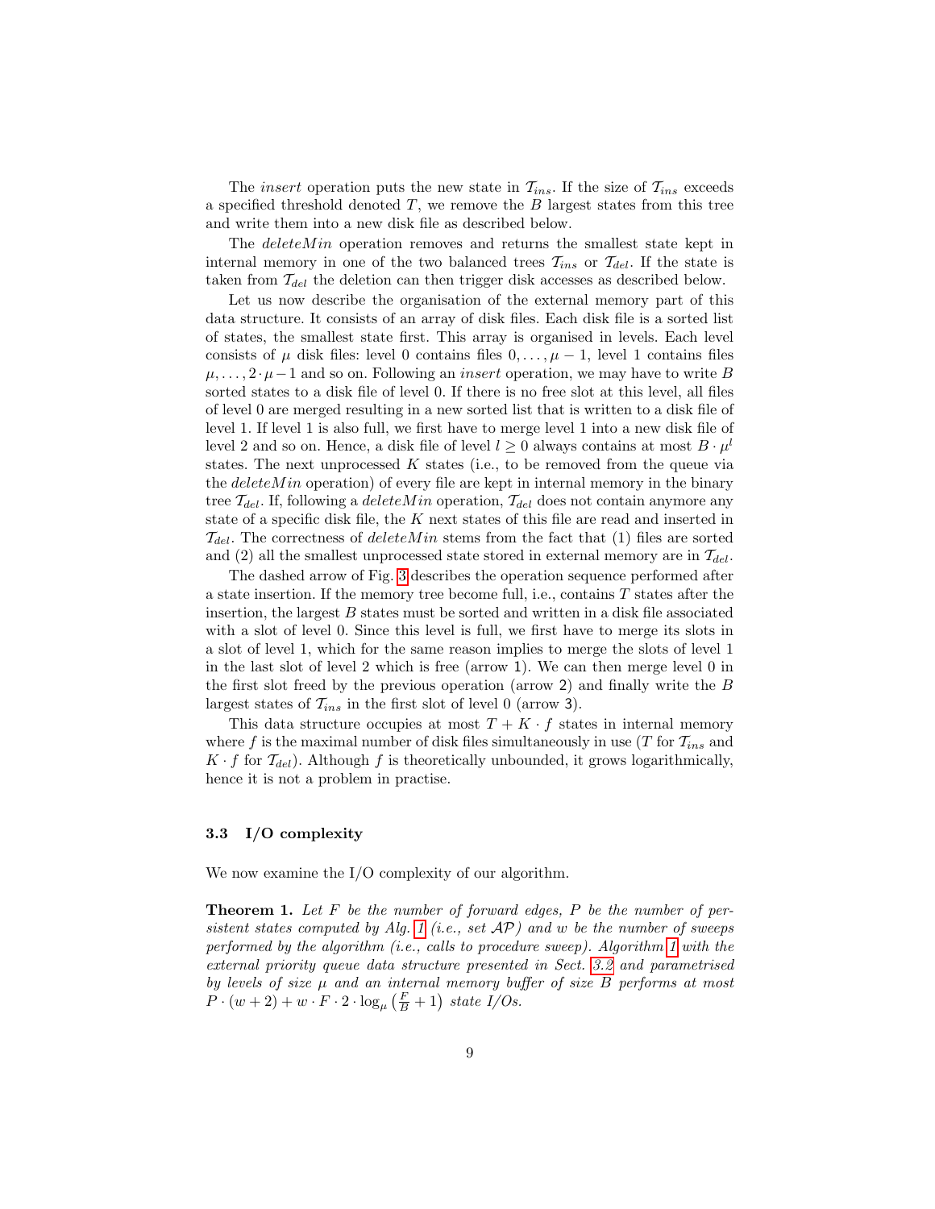The *insert* operation puts the new state in $\mathcal{T}_{ins}$. If the size of $\mathcal{T}_{ins}$ exceeds a specified threshold denoted $T$, we remove the $B$ largest states from this tree and write them into a new disk file as described below.

The *deleteMin* operation removes and returns the smallest state kept in internal memory in one of the two balanced trees $\mathcal{T}_{ins}$ or $\mathcal{T}_{del}$. If the state is taken from $\mathcal{T}_{del}$ the deletion can then trigger disk accesses as described below.

Let us now describe the organisation of the external memory part of this data structure. It consists of an array of disk files. Each disk file is a sorted list of states, the smallest state first. This array is organised in levels. Each level consists of $\mu$ disk files: level 0 contains files $0, \ldots, \mu - 1$, level 1 contains files $\mu, \ldots, 2 \cdot \mu - 1$ and so on. Following an *insert* operation, we may have to write $B$ sorted states to a disk file of level 0. If there is no free slot at this level, all files of level 0 are merged resulting in a new sorted list that is written to a disk file of level 1. If level 1 is also full, we first have to merge level 1 into a new disk file of level 2 and so on. Hence, a disk file of level $l \geq 0$ always contains at most $B \cdot \mu^l$ states. The next unprocessed $K$ states (i.e., to be removed from the queue via the *deleteMin* operation) of every file are kept in internal memory in the binary tree $\mathcal{T}_{del}$. If, following a *deleteMin* operation, $\mathcal{T}_{del}$ does not contain anymore any state of a specific disk file, the $K$ next states of this file are read and inserted in $\mathcal{T}_{del}$. The correctness of *deleteMin* stems from the fact that (1) files are sorted and (2) all the smallest unprocessed state stored in external memory are in $\mathcal{T}_{del}$.

The dashed arrow of Fig. 3 describes the operation sequence performed after a state insertion. If the memory tree become full, i.e., contains $T$ states after the insertion, the largest $B$ states must be sorted and written in a disk file associated with a slot of level 0. Since this level is full, we first have to merge its slots in a slot of level 1, which for the same reason implies to merge the slots of level 1 in the last slot of level 2 which is free (arrow 1). We can then merge level 0 in the first slot freed by the previous operation (arrow 2) and finally write the $B$ largest states of $\mathcal{T}_{ins}$ in the first slot of level 0 (arrow 3).

This data structure occupies at most $T + K \cdot f$ states in internal memory where $f$ is the maximal number of disk files simultaneously in use ($T$ for $\mathcal{T}_{ins}$ and $K \cdot f$ for $\mathcal{T}_{del}$). Although $f$ is theoretically unbounded, it grows logarithmically, hence it is not a problem in practise.

### 3.3 I/O complexity

We now examine the I/O complexity of our algorithm.

**Theorem 1.** *Let $F$ be the number of forward edges, $P$ be the number of persistent states computed by Alg. 1 (i.e., set $\mathcal{AP}$) and $w$ be the number of sweeps performed by the algorithm (i.e., calls to procedure sweep). Algorithm 1 with the external priority queue data structure presented in Sect. 3.2 and parametrised by levels of size $\mu$ and an internal memory buffer of size $B$ performs at most $P \cdot (w + 2) + w \cdot F \cdot 2 \cdot \log_{\mu}\left(\frac{F}{B} + 1\right)$ state I/Os.*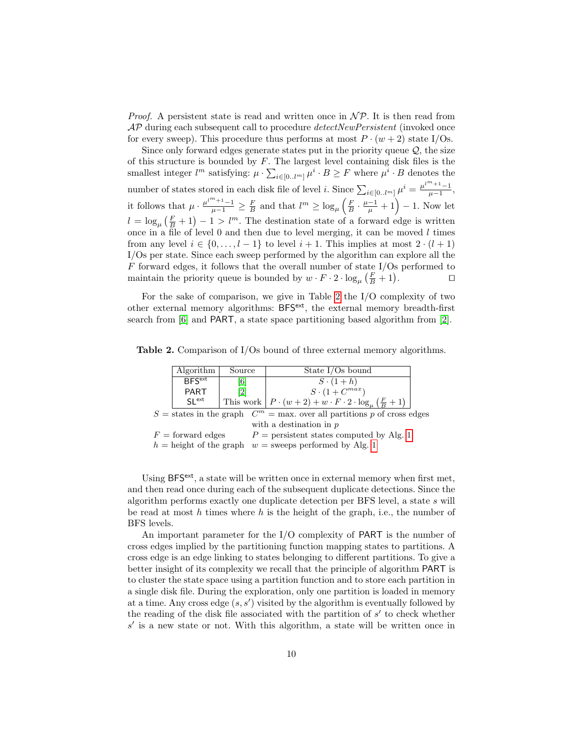*Proof.* A persistent state is read and written once in $\mathcal{NP}$. It is then read from $\mathcal{AP}$ during each subsequent call to procedure *detectNewPersistent* (invoked once for every sweep). This procedure thus performs at most $P \cdot (w + 2)$ state I/Os.

Since only forward edges generate states put in the priority queue $\mathcal{Q}$, the size of this structure is bounded by $F$. The largest level containing disk files is the smallest integer $l^m$ satisfying: $\mu \cdot \sum_{i \in [0..l^m]} \mu^i \cdot B \geq F$ where $\mu^i \cdot B$ denotes the number of states stored in each disk file of level $i$. Since $\sum_{i \in [0..l^m]} \mu^i = \frac{\mu^{l^m+1}-1}{\mu-1}$, it follows that $\mu \cdot \frac{\mu^{l^m+1}-1}{\mu-1} \geq \frac{F}{B}$ and that $l^m \geq \log_\mu \left( \frac{F}{B} \cdot \frac{\mu-1}{\mu} + 1 \right) - 1$. Now let $l = \log_\mu \left( \frac{F}{B} + 1 \right) - 1 > l^m$. The destination state of a forward edge is written once in a file of level 0 and then due to level merging, it can be moved $l$ times from any level $i \in \{0, \ldots, l-1\}$ to level $i+1$. This implies at most $2 \cdot (l+1)$ I/Os per state. Since each sweep performed by the algorithm can explore all the $F$ forward edges, it follows that the overall number of state I/Os performed to maintain the priority queue is bounded by $w \cdot F \cdot 2 \cdot \log_\mu \left( \frac{F}{B} + 1 \right)$. ◻

For the sake of comparison, we give in Table 2 the I/O complexity of two other external memory algorithms: $\mathsf{BFS}^{\mathsf{ext}}$, the external memory breadth-first search from [6] and PART, a state space partitioning based algorithm from [2].

**Table 2.** Comparison of I/Os bound of three external memory algorithms.

| Algorithm | Source | State I/Os bound |
|---|---|---|
| $\mathsf{BFS}^{\mathsf{ext}}$ | [6] | $S \cdot (1 + h)$ |
| PART | [2] | $S \cdot (1 + C^{max})$ |
| $\mathsf{SL}^{\mathsf{ext}}$ | This work | $P \cdot (w + 2) + w \cdot F \cdot 2 \cdot \log_\mu \left( \frac{F}{B} + 1 \right)$ |

$S$ = states in the graph $\quad C^m$ = max. over all partitions $p$ of cross edges with a destination in $p$
$F$ = forward edges $\quad P$ = persistent states computed by Alg. 1
$h$ = height of the graph $\quad w$ = sweeps performed by Alg. 1

Using $\mathsf{BFS}^{\mathsf{ext}}$, a state will be written once in external memory when first met, and then read once during each of the subsequent duplicate detections. Since the algorithm performs exactly one duplicate detection per BFS level, a state $s$ will be read at most $h$ times where $h$ is the height of the graph, i.e., the number of BFS levels.

An important parameter for the I/O complexity of PART is the number of cross edges implied by the partitioning function mapping states to partitions. A cross edge is an edge linking to states belonging to different partitions. To give a better insight of its complexity we recall that the principle of algorithm PART is to cluster the state space using a partition function and to store each partition in a single disk file. During the exploration, only one partition is loaded in memory at a time. Any cross edge $(s, s')$ visited by the algorithm is eventually followed by the reading of the disk file associated with the partition of $s'$ to check whether $s'$ is a new state or not. With this algorithm, a state will be written once in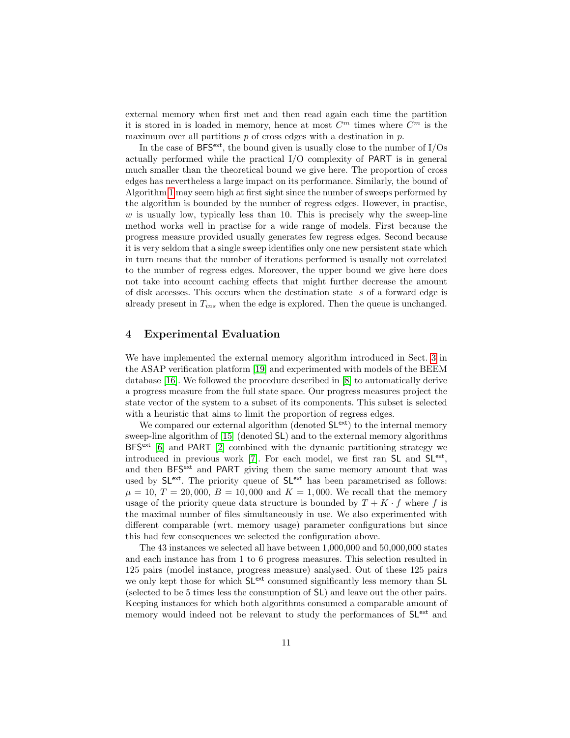external memory when first met and then read again each time the partition it is stored in is loaded in memory, hence at most $C^m$ times where $C^m$ is the maximum over all partitions $p$ of cross edges with a destination in $p$.

In the case of $\mathsf{BFS}^{\mathsf{ext}}$, the bound given is usually close to the number of I/Os actually performed while the practical I/O complexity of PART is in general much smaller than the theoretical bound we give here. The proportion of cross edges has nevertheless a large impact on its performance. Similarly, the bound of Algorithm 1 may seem high at first sight since the number of sweeps performed by the algorithm is bounded by the number of regress edges. However, in practise, $w$ is usually low, typically less than 10. This is precisely why the sweep-line method works well in practise for a wide range of models. First because the progress measure provided usually generates few regress edges. Second because it is very seldom that a single sweep identifies only one new persistent state which in turn means that the number of iterations performed is usually not correlated to the number of regress edges. Moreover, the upper bound we give here does not take into account caching effects that might further decrease the amount of disk accesses. This occurs when the destination state $s$ of a forward edge is already present in $T_{ins}$ when the edge is explored. Then the queue is unchanged.

## 4 Experimental Evaluation

We have implemented the external memory algorithm introduced in Sect. 3 in the ASAP verification platform [19] and experimented with models of the BEEM database [16]. We followed the procedure described in [8] to automatically derive a progress measure from the full state space. Our progress measures project the state vector of the system to a subset of its components. This subset is selected with a heuristic that aims to limit the proportion of regress edges.

We compared our external algorithm (denoted $\mathsf{SL}^{\mathsf{ext}}$) to the internal memory sweep-line algorithm of [15] (denoted SL) and to the external memory algorithms $\mathsf{BFS}^{\mathsf{ext}}$ [6] and PART [2] combined with the dynamic partitioning strategy we introduced in previous work [7]. For each model, we first ran SL and $\mathsf{SL}^{\mathsf{ext}}$, and then $\mathsf{BFS}^{\mathsf{ext}}$ and PART giving them the same memory amount that was used by $\mathsf{SL}^{\mathsf{ext}}$. The priority queue of $\mathsf{SL}^{\mathsf{ext}}$ has been parametrised as follows: $\mu = 10$, $T = 20,000$, $B = 10,000$ and $K = 1,000$. We recall that the memory usage of the priority queue data structure is bounded by $T + K \cdot f$ where $f$ is the maximal number of files simultaneously in use. We also experimented with different comparable (wrt. memory usage) parameter configurations but since this had few consequences we selected the configuration above.

The 43 instances we selected all have between 1,000,000 and 50,000,000 states and each instance has from 1 to 6 progress measures. This selection resulted in 125 pairs (model instance, progress measure) analysed. Out of these 125 pairs we only kept those for which $\mathsf{SL}^{\mathsf{ext}}$ consumed significantly less memory than SL (selected to be 5 times less the consumption of SL) and leave out the other pairs. Keeping instances for which both algorithms consumed a comparable amount of memory would indeed not be relevant to study the performances of $\mathsf{SL}^{\mathsf{ext}}$ and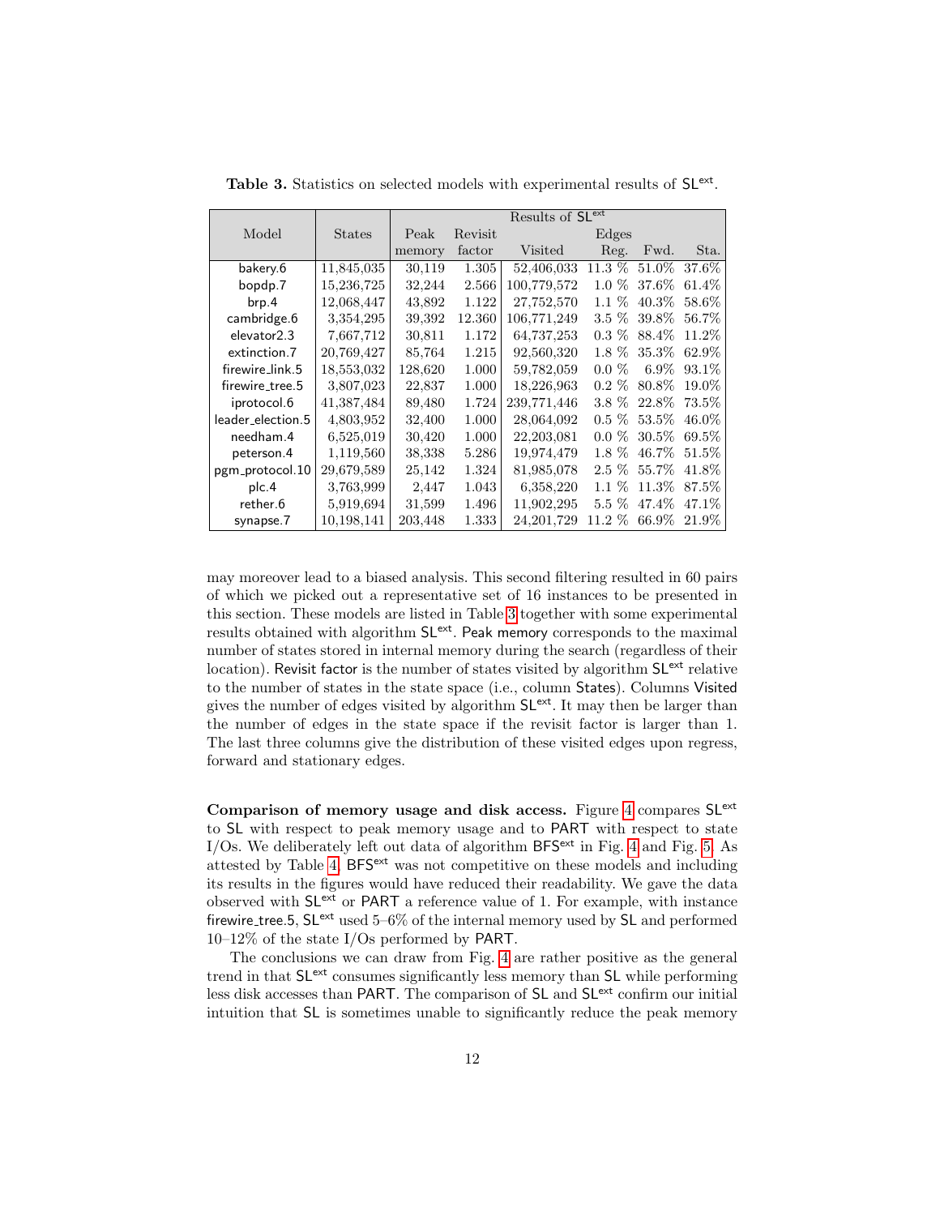**Table 3.** Statistics on selected models with experimental results of $\mathsf{SL}^{\mathsf{ext}}$.

| Model | States | Results of $\mathsf{SL}^{\mathsf{ext}}$ | | | | | |
|---|---|---|---|---|---|---|---|
| | | Peak | Revisit | Edges | | | |
| | | memory | factor | Visited | Reg. | Fwd. | Sta. |
| bakery.6 | 11,845,035 | 30,119 | 1.305 | 52,406,033 | 11.3 % | 51.0% | 37.6% |
| bopdp.7 | 15,236,725 | 32,244 | 2.566 | 100,779,572 | 1.0 % | 37.6% | 61.4% |
| brp.4 | 12,068,447 | 43,892 | 1.122 | 27,752,570 | 1.1 % | 40.3% | 58.6% |
| cambridge.6 | 3,354,295 | 39,392 | 12.360 | 106,771,249 | 3.5 % | 39.8% | 56.7% |
| elevator2.3 | 7,667,712 | 30,811 | 1.172 | 64,737,253 | 0.3 % | 88.4% | 11.2% |
| extinction.7 | 20,769,427 | 85,764 | 1.215 | 92,560,320 | 1.8 % | 35.3% | 62.9% |
| firewire_link.5 | 18,553,032 | 128,620 | 1.000 | 59,782,059 | 0.0 % | 6.9% | 93.1% |
| firewire_tree.5 | 3,807,023 | 22,837 | 1.000 | 18,226,963 | 0.2 % | 80.8% | 19.0% |
| iprotocol.6 | 41,387,484 | 89,480 | 1.724 | 239,771,446 | 3.8 % | 22.8% | 73.5% |
| leader_election.5 | 4,803,952 | 32,400 | 1.000 | 28,064,092 | 0.5 % | 53.5% | 46.0% |
| needham.4 | 6,525,019 | 30,420 | 1.000 | 22,203,081 | 0.0 % | 30.5% | 69.5% |
| peterson.4 | 1,119,560 | 38,338 | 5.286 | 19,974,479 | 1.8 % | 46.7% | 51.5% |
| pgm_protocol.10 | 29,679,589 | 25,142 | 1.324 | 81,985,078 | 2.5 % | 55.7% | 41.8% |
| plc.4 | 3,763,999 | 2,447 | 1.043 | 6,358,220 | 1.1 % | 11.3% | 87.5% |
| rether.6 | 5,919,694 | 31,599 | 1.496 | 11,902,295 | 5.5 % | 47.4% | 47.1% |
| synapse.7 | 10,198,141 | 203,448 | 1.333 | 24,201,729 | 11.2 % | 66.9% | 21.9% |

may moreover lead to a biased analysis. This second filtering resulted in 60 pairs of which we picked out a representative set of 16 instances to be presented in this section. These models are listed in Table 3 together with some experimental results obtained with algorithm $\mathsf{SL}^{\mathsf{ext}}$. Peak memory corresponds to the maximal number of states stored in internal memory during the search (regardless of their location). Revisit factor is the number of states visited by algorithm $\mathsf{SL}^{\mathsf{ext}}$ relative to the number of states in the state space (i.e., column States). Columns Visited gives the number of edges visited by algorithm $\mathsf{SL}^{\mathsf{ext}}$. It may then be larger than the number of edges in the state space if the revisit factor is larger than 1. The last three columns give the distribution of these visited edges upon regress, forward and stationary edges.

**Comparison of memory usage and disk access.** Figure 4 compares $\mathsf{SL}^{\mathsf{ext}}$ to SL with respect to peak memory usage and to PART with respect to state I/Os. We deliberately left out data of algorithm $\mathsf{BFS}^{\mathsf{ext}}$ in Fig. 4 and Fig. 5. As attested by Table 4, $\mathsf{BFS}^{\mathsf{ext}}$ was not competitive on these models and including its results in the figures would have reduced their readability. We gave the data observed with $\mathsf{SL}^{\mathsf{ext}}$ or PART a reference value of 1. For example, with instance firewire_tree.5, $\mathsf{SL}^{\mathsf{ext}}$ used 5–6% of the internal memory used by SL and performed 10–12% of the state I/Os performed by PART.

The conclusions we can draw from Fig. 4 are rather positive as the general trend in that $\mathsf{SL}^{\mathsf{ext}}$ consumes significantly less memory than SL while performing less disk accesses than PART. The comparison of SL and $\mathsf{SL}^{\mathsf{ext}}$ confirm our initial intuition that SL is sometimes unable to significantly reduce the peak memory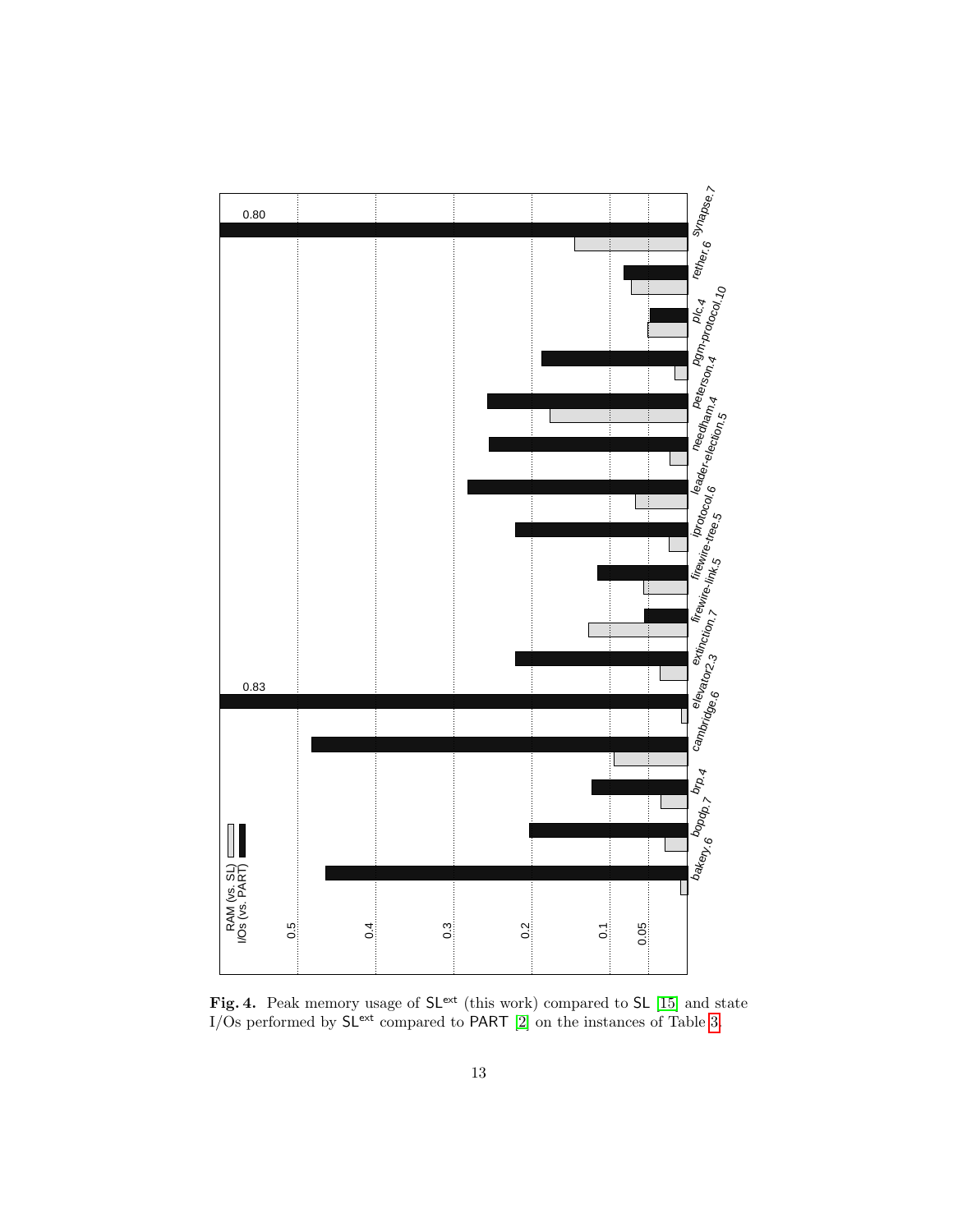**Fig. 4.** Peak memory usage of $\mathsf{SL}^{\mathsf{ext}}$ (this work) compared to $\mathsf{SL}$ [15] and state I/Os performed by $\mathsf{SL}^{\mathsf{ext}}$ compared to $\mathsf{PART}$ [2] on the instances of Table 3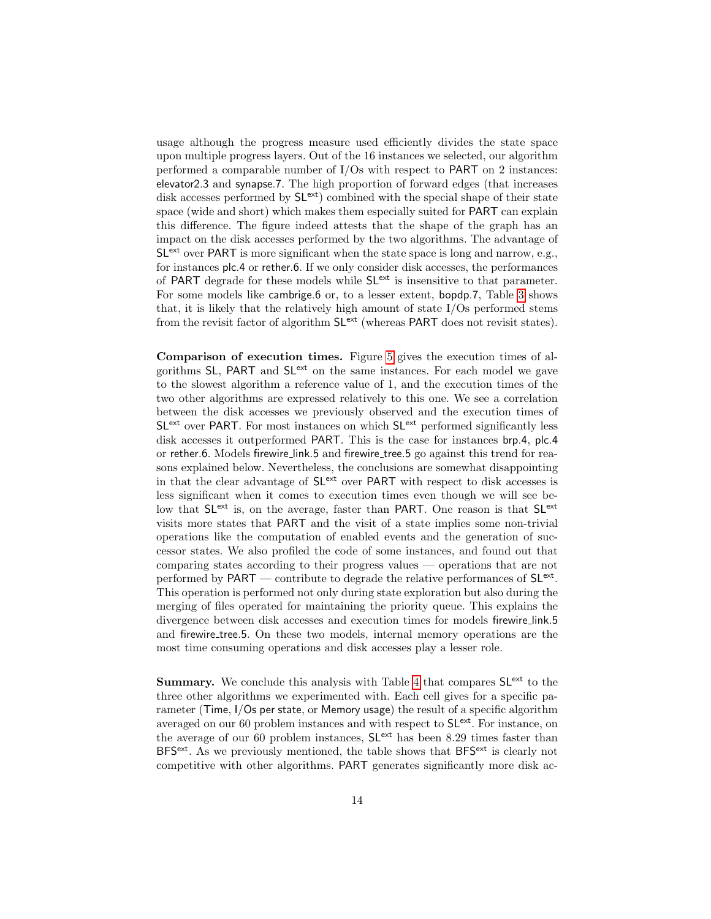usage although the progress measure used efficiently divides the state space upon multiple progress layers. Out of the 16 instances we selected, our algorithm performed a comparable number of I/Os with respect to PART on 2 instances: elevator2.3 and synapse.7. The high proportion of forward edges (that increases disk accesses performed by $\mathsf{SL}^{\mathsf{ext}}$) combined with the special shape of their state space (wide and short) which makes them especially suited for PART can explain this difference. The figure indeed attests that the shape of the graph has an impact on the disk accesses performed by the two algorithms. The advantage of $\mathsf{SL}^{\mathsf{ext}}$ over PART is more significant when the state space is long and narrow, e.g., for instances plc.4 or rether.6. If we only consider disk accesses, the performances of PART degrade for these models while $\mathsf{SL}^{\mathsf{ext}}$ is insensitive to that parameter. For some models like cambrige.6 or, to a lesser extent, bopdp.7, Table 3 shows that, it is likely that the relatively high amount of state I/Os performed stems from the revisit factor of algorithm $\mathsf{SL}^{\mathsf{ext}}$ (whereas PART does not revisit states).

**Comparison of execution times.** Figure 5 gives the execution times of algorithms SL, PART and $\mathsf{SL}^{\mathsf{ext}}$ on the same instances. For each model we gave to the slowest algorithm a reference value of 1, and the execution times of the two other algorithms are expressed relatively to this one. We see a correlation between the disk accesses we previously observed and the execution times of $\mathsf{SL}^{\mathsf{ext}}$ over PART. For most instances on which $\mathsf{SL}^{\mathsf{ext}}$ performed significantly less disk accesses it outperformed PART. This is the case for instances brp.4, plc.4 or rether.6. Models firewire_link.5 and firewire_tree.5 go against this trend for reasons explained below. Nevertheless, the conclusions are somewhat disappointing in that the clear advantage of $\mathsf{SL}^{\mathsf{ext}}$ over PART with respect to disk accesses is less significant when it comes to execution times even though we will see below that $\mathsf{SL}^{\mathsf{ext}}$ is, on the average, faster than PART. One reason is that $\mathsf{SL}^{\mathsf{ext}}$ visits more states that PART and the visit of a state implies some non-trivial operations like the computation of enabled events and the generation of successor states. We also profiled the code of some instances, and found out that comparing states according to their progress values — operations that are not performed by PART — contribute to degrade the relative performances of $\mathsf{SL}^{\mathsf{ext}}$. This operation is performed not only during state exploration but also during the merging of files operated for maintaining the priority queue. This explains the divergence between disk accesses and execution times for models firewire_link.5 and firewire_tree.5. On these two models, internal memory operations are the most time consuming operations and disk accesses play a lesser role.

**Summary.** We conclude this analysis with Table 4 that compares $\mathsf{SL}^{\mathsf{ext}}$ to the three other algorithms we experimented with. Each cell gives for a specific parameter (Time, I/Os per state, or Memory usage) the result of a specific algorithm averaged on our 60 problem instances and with respect to $\mathsf{SL}^{\mathsf{ext}}$. For instance, on the average of our 60 problem instances, $\mathsf{SL}^{\mathsf{ext}}$ has been 8.29 times faster than $\mathsf{BFS}^{\mathsf{ext}}$. As we previously mentioned, the table shows that $\mathsf{BFS}^{\mathsf{ext}}$ is clearly not competitive with other algorithms. PART generates significantly more disk ac-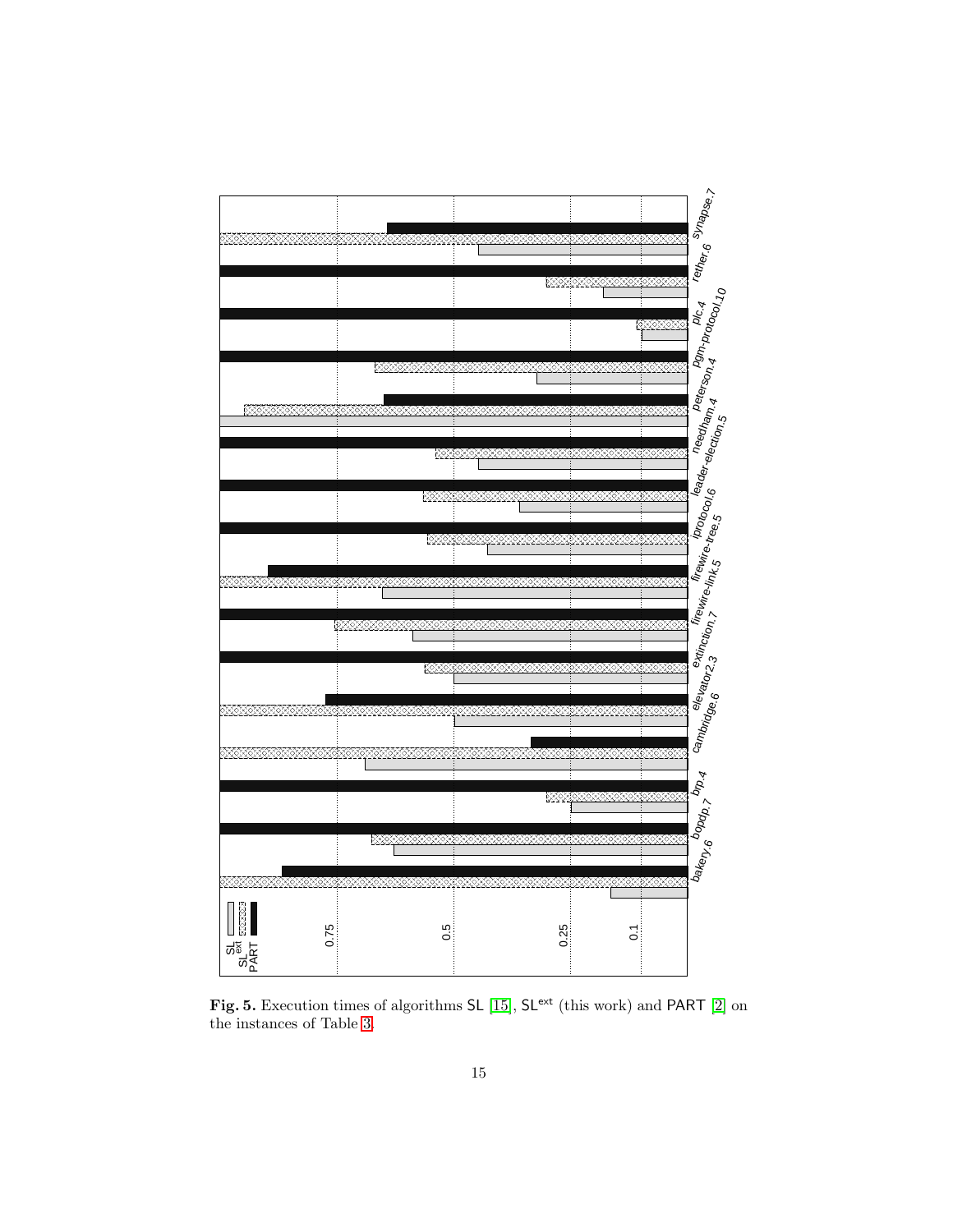**Fig. 5.** Execution times of algorithms SL [15], $\mathsf{SL}^{\mathsf{ext}}$ (this work) and PART [2] on the instances of Table 3.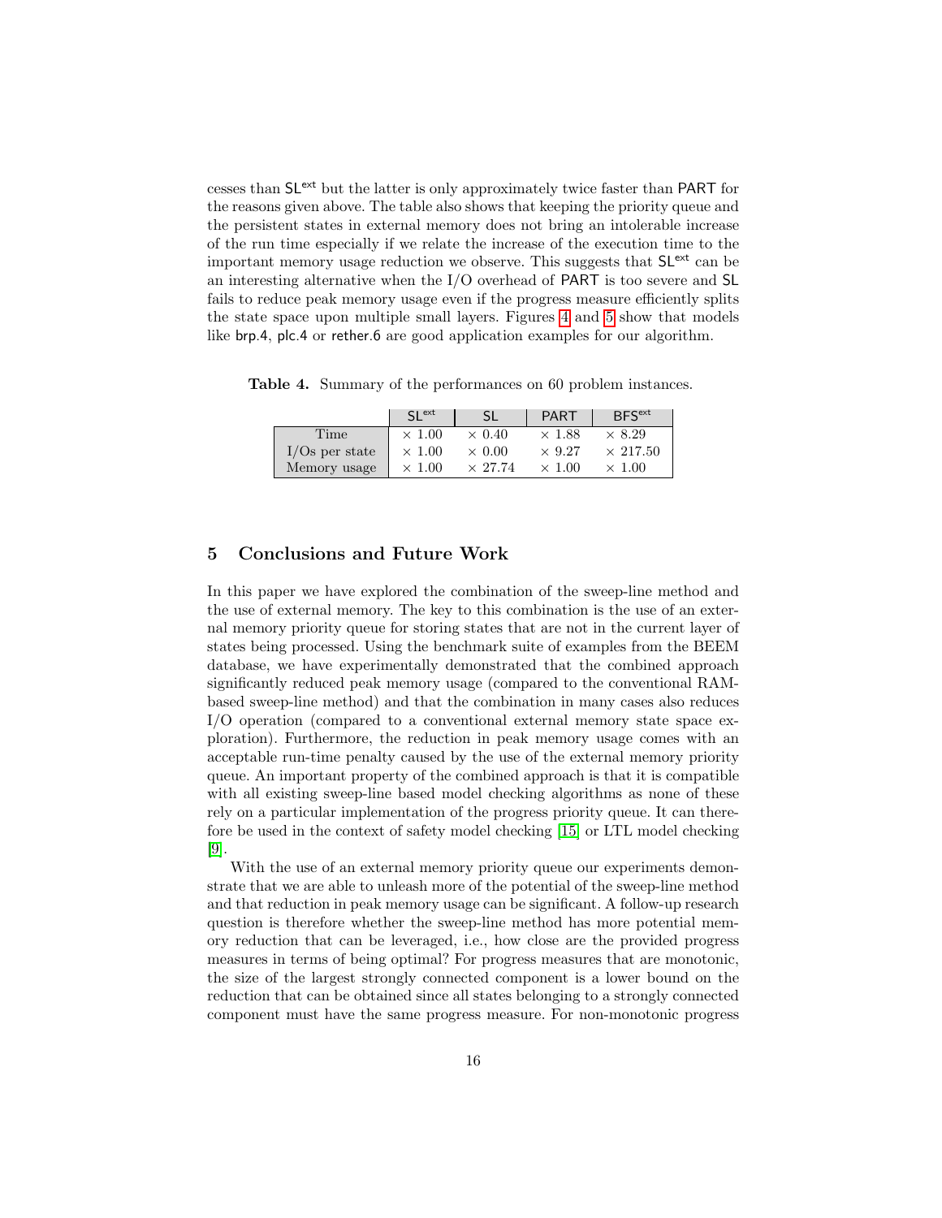cesses than $\mathsf{SL}^{\mathsf{ext}}$ but the latter is only approximately twice faster than PART for the reasons given above. The table also shows that keeping the priority queue and the persistent states in external memory does not bring an intolerable increase of the run time especially if we relate the increase of the execution time to the important memory usage reduction we observe. This suggests that $\mathsf{SL}^{\mathsf{ext}}$ can be an interesting alternative when the I/O overhead of PART is too severe and SL fails to reduce peak memory usage even if the progress measure efficiently splits the state space upon multiple small layers. Figures 4 and 5 show that models like brp.4, plc.4 or rether.6 are good application examples for our algorithm.

**Table 4.** Summary of the performances on 60 problem instances.

| | $\mathsf{SL}^{\mathsf{ext}}$ | SL | PART | $\mathsf{BFS}^{\mathsf{ext}}$ |
|---|---|---|---|---|
| Time | $\times$ 1.00 | $\times$ 0.40 | $\times$ 1.88 | $\times$ 8.29 |
| I/Os per state | $\times$ 1.00 | $\times$ 0.00 | $\times$ 9.27 | $\times$ 217.50 |
| Memory usage | $\times$ 1.00 | $\times$ 27.74 | $\times$ 1.00 | $\times$ 1.00 |

## 5 Conclusions and Future Work

In this paper we have explored the combination of the sweep-line method and the use of external memory. The key to this combination is the use of an external memory priority queue for storing states that are not in the current layer of states being processed. Using the benchmark suite of examples from the BEEM database, we have experimentally demonstrated that the combined approach significantly reduced peak memory usage (compared to the conventional RAM-based sweep-line method) and that the combination in many cases also reduces I/O operation (compared to a conventional external memory state space exploration). Furthermore, the reduction in peak memory usage comes with an acceptable run-time penalty caused by the use of the external memory priority queue. An important property of the combined approach is that it is compatible with all existing sweep-line based model checking algorithms as none of these rely on a particular implementation of the progress priority queue. It can therefore be used in the context of safety model checking [15] or LTL model checking [9].

With the use of an external memory priority queue our experiments demonstrate that we are able to unleash more of the potential of the sweep-line method and that reduction in peak memory usage can be significant. A follow-up research question is therefore whether the sweep-line method has more potential memory reduction that can be leveraged, i.e., how close are the provided progress measures in terms of being optimal? For progress measures that are monotonic, the size of the largest strongly connected component is a lower bound on the reduction that can be obtained since all states belonging to a strongly connected component must have the same progress measure. For non-monotonic progress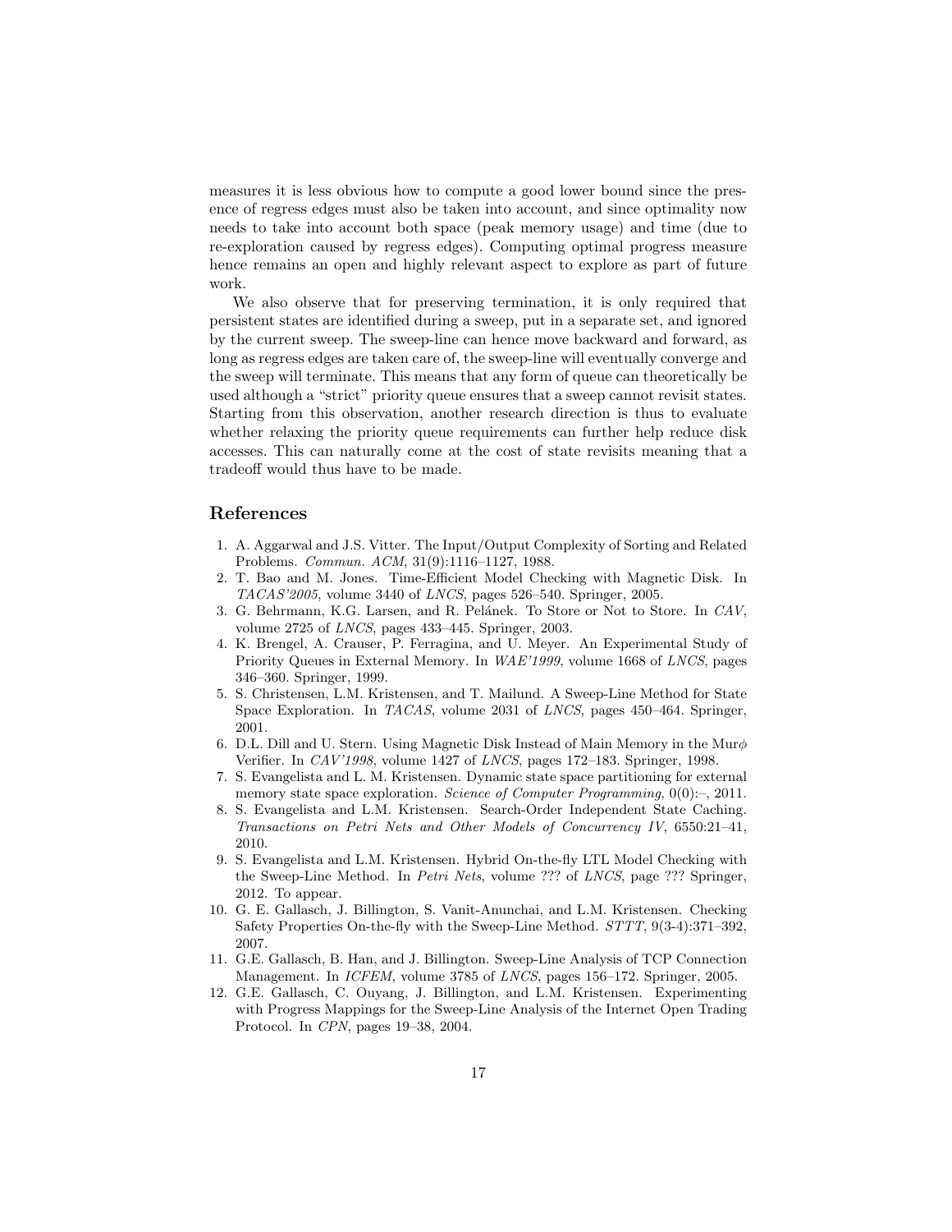measures it is less obvious how to compute a good lower bound since the presence of regress edges must also be taken into account, and since optimality now needs to take into account both space (peak memory usage) and time (due to re-exploration caused by regress edges). Computing optimal progress measure hence remains an open and highly relevant aspect to explore as part of future work.

We also observe that for preserving termination, it is only required that persistent states are identified during a sweep, put in a separate set, and ignored by the current sweep. The sweep-line can hence move backward and forward, as long as regress edges are taken care of, the sweep-line will eventually converge and the sweep will terminate. This means that any form of queue can theoretically be used although a "strict" priority queue ensures that a sweep cannot revisit states. Starting from this observation, another research direction is thus to evaluate whether relaxing the priority queue requirements can further help reduce disk accesses. This can naturally come at the cost of state revisits meaning that a tradeoff would thus have to be made.

## References

1. A. Aggarwal and J.S. Vitter. The Input/Output Complexity of Sorting and Related Problems. *Commun. ACM*, 31(9):1116–1127, 1988.
2. T. Bao and M. Jones. Time-Efficient Model Checking with Magnetic Disk. In *TACAS'2005*, volume 3440 of *LNCS*, pages 526–540. Springer, 2005.
3. G. Behrmann, K.G. Larsen, and R. Pelánek. To Store or Not to Store. In *CAV*, volume 2725 of *LNCS*, pages 433–445. Springer, 2003.
4. K. Brengel, A. Crauser, P. Ferragina, and U. Meyer. An Experimental Study of Priority Queues in External Memory. In *WAE'1999*, volume 1668 of *LNCS*, pages 346–360. Springer, 1999.
5. S. Christensen, L.M. Kristensen, and T. Mailund. A Sweep-Line Method for State Space Exploration. In *TACAS*, volume 2031 of *LNCS*, pages 450–464. Springer, 2001.
6. D.L. Dill and U. Stern. Using Magnetic Disk Instead of Main Memory in the Mur$\phi$ Verifier. In *CAV'1998*, volume 1427 of *LNCS*, pages 172–183. Springer, 1998.
7. S. Evangelista and L. M. Kristensen. Dynamic state space partitioning for external memory state space exploration. *Science of Computer Programming*, 0(0):–, 2011.
8. S. Evangelista and L.M. Kristensen. Search-Order Independent State Caching. *Transactions on Petri Nets and Other Models of Concurrency IV*, 6550:21–41, 2010.
9. S. Evangelista and L.M. Kristensen. Hybrid On-the-fly LTL Model Checking with the Sweep-Line Method. In *Petri Nets*, volume ??? of *LNCS*, page ??? Springer, 2012. To appear.
10. G. E. Gallasch, J. Billington, S. Vanit-Anunchai, and L.M. Kristensen. Checking Safety Properties On-the-fly with the Sweep-Line Method. *STTT*, 9(3-4):371–392, 2007.
11. G.E. Gallasch, B. Han, and J. Billington. Sweep-Line Analysis of TCP Connection Management. In *ICFEM*, volume 3785 of *LNCS*, pages 156–172. Springer, 2005.
12. G.E. Gallasch, C. Ouyang, J. Billington, and L.M. Kristensen. Experimenting with Progress Mappings for the Sweep-Line Analysis of the Internet Open Trading Protocol. In *CPN*, pages 19–38, 2004.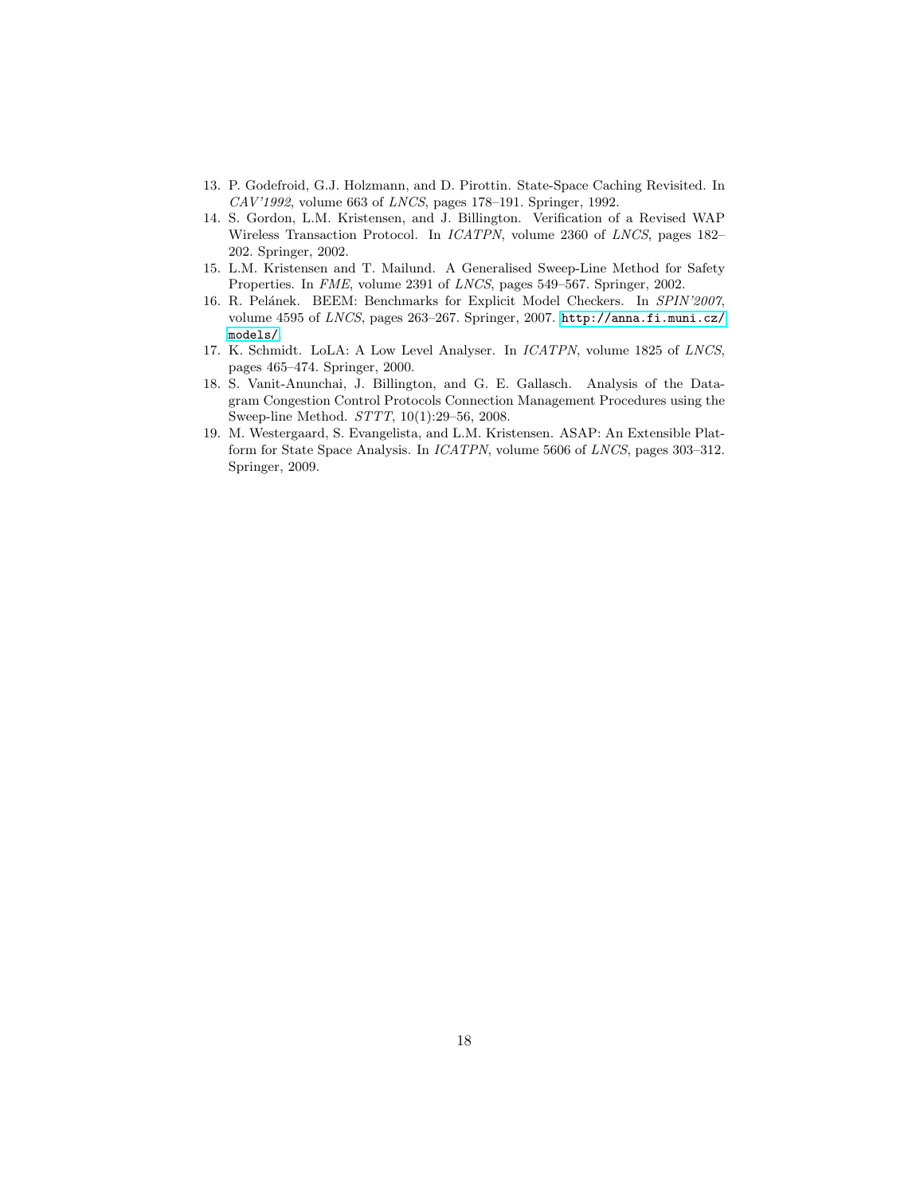13. P. Godefroid, G.J. Holzmann, and D. Pirottin. State-Space Caching Revisited. In *CAV'1992*, volume 663 of *LNCS*, pages 178–191. Springer, 1992.
14. S. Gordon, L.M. Kristensen, and J. Billington. Verification of a Revised WAP Wireless Transaction Protocol. In *ICATPN*, volume 2360 of *LNCS*, pages 182–202. Springer, 2002.
15. L.M. Kristensen and T. Mailund. A Generalised Sweep-Line Method for Safety Properties. In *FME*, volume 2391 of *LNCS*, pages 549–567. Springer, 2002.
16. R. Pelánek. BEEM: Benchmarks for Explicit Model Checkers. In *SPIN'2007*, volume 4595 of *LNCS*, pages 263–267. Springer, 2007. `http://anna.fi.muni.cz/models/`.
17. K. Schmidt. LoLA: A Low Level Analyser. In *ICATPN*, volume 1825 of *LNCS*, pages 465–474. Springer, 2000.
18. S. Vanit-Anunchai, J. Billington, and G. E. Gallasch. Analysis of the Datagram Congestion Control Protocols Connection Management Procedures using the Sweep-line Method. *STTT*, 10(1):29–56, 2008.
19. M. Westergaard, S. Evangelista, and L.M. Kristensen. ASAP: An Extensible Platform for State Space Analysis. In *ICATPN*, volume 5606 of *LNCS*, pages 303–312. Springer, 2009.